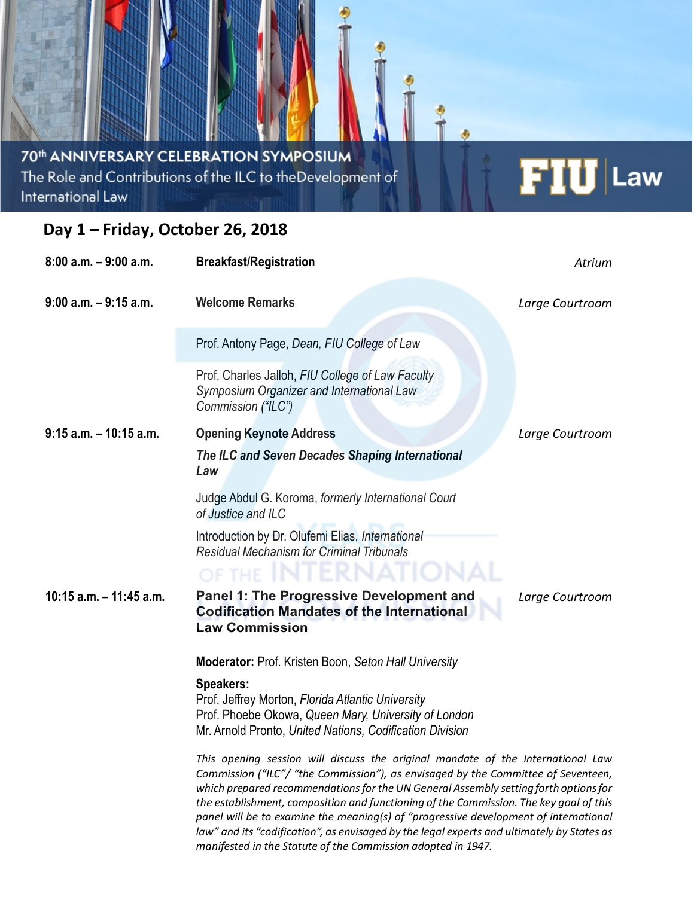70th ANNIVERSARY CELEBRATION SYMPOSIUM

The Role and Contributions of the ILC to theDevelopment of International Law

FIU Law

## Day 1 – Friday, October 26, 2018

**8:00 a.m. – 9:00 a.m.** **Breakfast/Registration** *Atrium*

**9:00 a.m. – 9:15 a.m.** **Welcome Remarks** *Large Courtroom*

Prof. Antony Page, *Dean, FIU College of Law*

Prof. Charles Jalloh, *FIU College of Law Faculty Symposium Organizer and International Law Commission ("ILC")*

**9:15 a.m. – 10:15 a.m.** **Opening Keynote Address** *Large Courtroom*

***The ILC and Seven Decades Shaping International Law***

Judge Abdul G. Koroma, *formerly International Court of Justice and ILC*

Introduction by Dr. Olufemi Elias, *International Residual Mechanism for Criminal Tribunals*

**10:15 a.m. – 11:45 a.m.** **Panel 1: The Progressive Development and Codification Mandates of the International Law Commission** *Large Courtroom*

**Moderator:** Prof. Kristen Boon, *Seton Hall University*

**Speakers:**
Prof. Jeffrey Morton, *Florida Atlantic University*
Prof. Phoebe Okowa, *Queen Mary, University of London*
Mr. Arnold Pronto, *United Nations, Codification Division*

*This opening session will discuss the original mandate of the International Law Commission ("ILC"/ "the Commission"), as envisaged by the Committee of Seventeen, which prepared recommendations for the UN General Assembly setting forth options for the establishment, composition and functioning of the Commission. The key goal of this panel will be to examine the meaning(s) of "progressive development of international law" and its "codification", as envisaged by the legal experts and ultimately by States as manifested in the Statute of the Commission adopted in 1947.*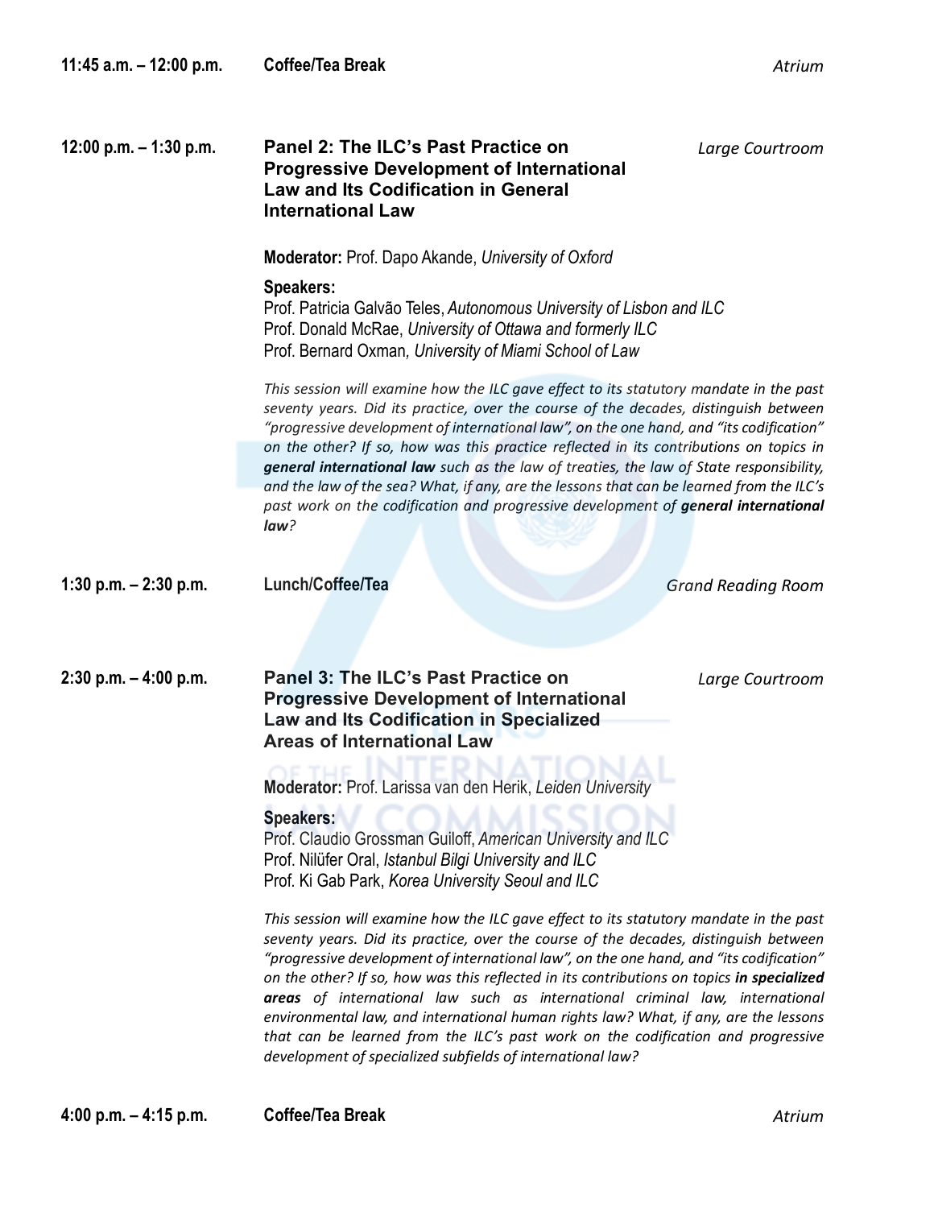**11:45 a.m. – 12:00 p.m.** **Coffee/Tea Break** *Atrium*

**12:00 p.m. – 1:30 p.m.** *Large Courtroom*

## Panel 2: The ILC's Past Practice on Progressive Development of International Law and Its Codification in General International Law

**Moderator:** Prof. Dapo Akande, *University of Oxford*

**Speakers:**
Prof. Patricia Galvão Teles, *Autonomous University of Lisbon and ILC*
Prof. Donald McRae, *University of Ottawa and formerly ILC*
Prof. Bernard Oxman, *University of Miami School of Law*

*This session will examine how the ILC gave effect to its statutory mandate in the past seventy years. Did its practice, over the course of the decades, distinguish between "progressive development of international law", on the one hand, and "its codification" on the other? If so, how was this practice reflected in its contributions on topics in* ***general international law*** *such as the law of treaties, the law of State responsibility, and the law of the sea? What, if any, are the lessons that can be learned from the ILC's past work on the codification and progressive development of* ***general international law****?*

**1:30 p.m. – 2:30 p.m.** **Lunch/Coffee/Tea** *Grand Reading Room*

**2:30 p.m. – 4:00 p.m.** *Large Courtroom*

## Panel 3: The ILC's Past Practice on Progressive Development of International Law and Its Codification in Specialized Areas of International Law

**Moderator:** Prof. Larissa van den Herik, *Leiden University*

**Speakers:**
Prof. Claudio Grossman Guiloff, *American University and ILC*
Prof. Nilüfer Oral, *Istanbul Bilgi University and ILC*
Prof. Ki Gab Park, *Korea University Seoul and ILC*

*This session will examine how the ILC gave effect to its statutory mandate in the past seventy years. Did its practice, over the course of the decades, distinguish between "progressive development of international law", on the one hand, and "its codification" on the other? If so, how was this reflected in its contributions on topics* ***in specialized areas*** *of international law such as international criminal law, international environmental law, and international human rights law? What, if any, are the lessons that can be learned from the ILC's past work on the codification and progressive development of specialized subfields of international law?*

**4:00 p.m. – 4:15 p.m.** **Coffee/Tea Break** *Atrium*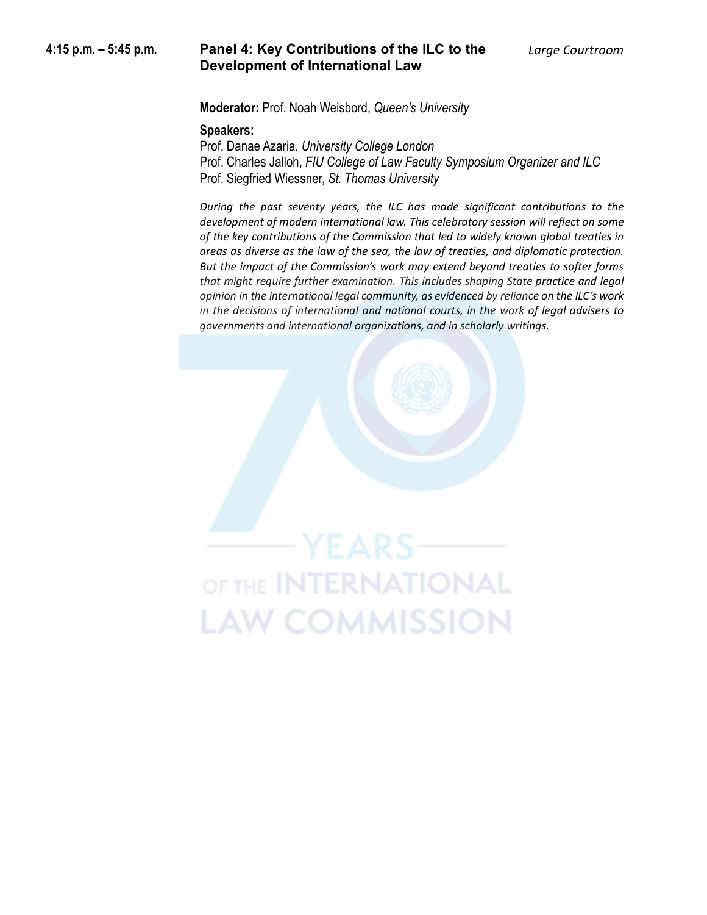**4:15 p.m. – 5:45 p.m.** **Panel 4: Key Contributions of the ILC to the Development of International Law** *Large Courtroom*

**Moderator:** Prof. Noah Weisbord, *Queen's University*

**Speakers:**
Prof. Danae Azaria, *University College London*
Prof. Charles Jalloh, *FIU College of Law Faculty Symposium Organizer and ILC*
Prof. Siegfried Wiessner, *St. Thomas University*

*During the past seventy years, the ILC has made significant contributions to the development of modern international law. This celebratory session will reflect on some of the key contributions of the Commission that led to widely known global treaties in areas as diverse as the law of the sea, the law of treaties, and diplomatic protection. But the impact of the Commission's work may extend beyond treaties to softer forms that might require further examination. This includes shaping State practice and legal opinion in the international legal community, as evidenced by reliance on the ILC's work in the decisions of international and national courts, in the work of legal advisers to governments and international organizations, and in scholarly writings.*